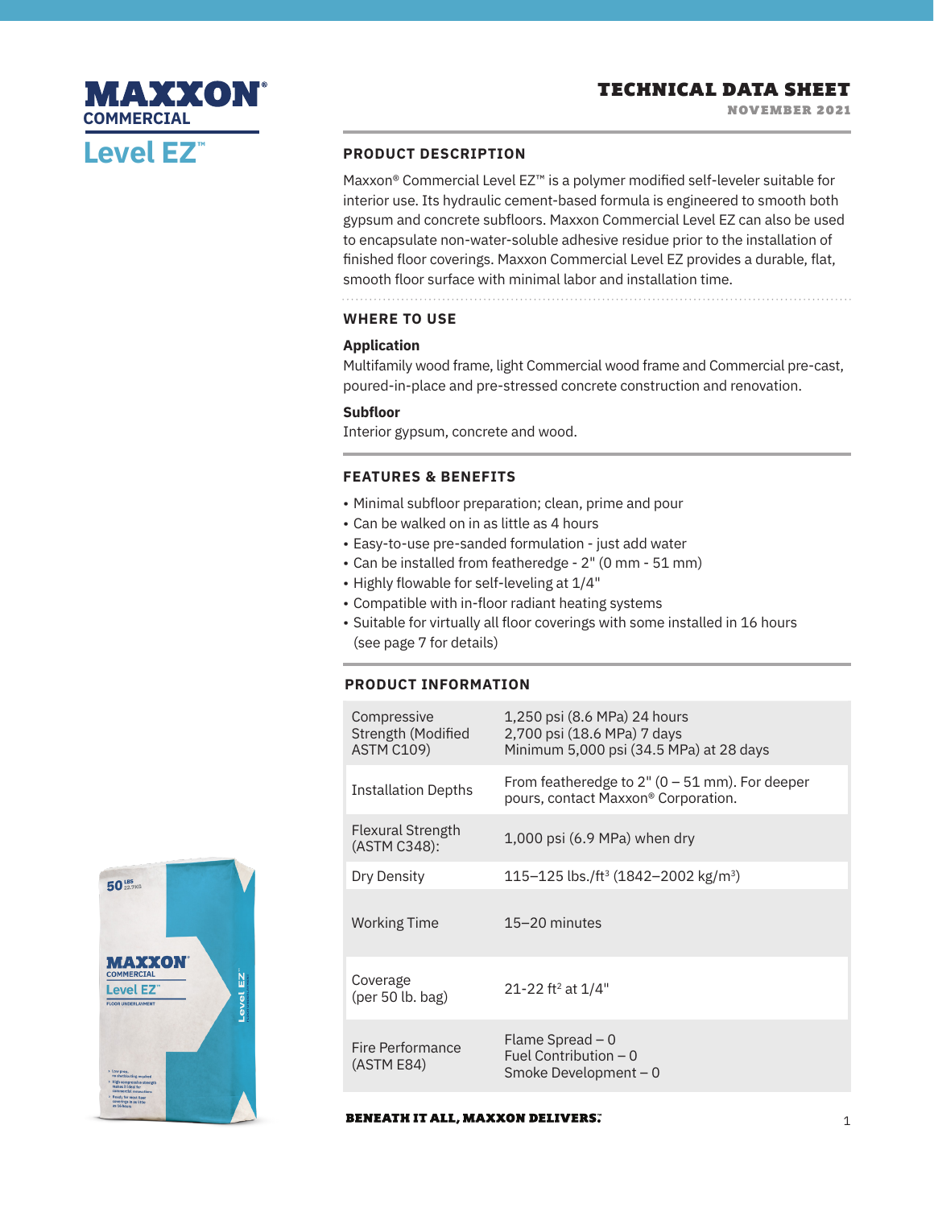# MAXXON® COMMERCIAL Level EZ™

## TECHNICAL DATA SHEET

NOVEMBER 2021

## PRODUCT DESCRIPTION

Maxxon® Commercial Level EZ™ is a polymer modified self-leveler suitable for interior use. Its hydraulic cement-based formula is engineered to smooth both gypsum and concrete subfloors. Maxxon Commercial Level EZ can also be used to encapsulate non-water-soluble adhesive residue prior to the installation of finished floor coverings. Maxxon Commercial Level EZ provides a durable, flat, smooth floor surface with minimal labor and installation time.

## WHERE TO USE

**Application**

Multifamily wood frame, light Commercial wood frame and Commercial pre-cast, poured-in-place and pre-stressed concrete construction and renovation.

**Subfloor**

Interior gypsum, concrete and wood.

## FEATURES & BENEFITS

- Minimal subfloor preparation; clean, prime and pour
- Can be walked on in as little as 4 hours
- Easy-to-use pre-sanded formulation - just add water
- Can be installed from featheredge - 2" (0 mm - 51 mm)
- Highly flowable for self-leveling at 1/4"
- Compatible with in-floor radiant heating systems
- Suitable for virtually all floor coverings with some installed in 16 hours (see page 7 for details)

## PRODUCT INFORMATION

| | |
|---|---|
| Compressive Strength (Modified ASTM C109) | 1,250 psi (8.6 MPa) 24 hours<br>2,700 psi (18.6 MPa) 7 days<br>Minimum 5,000 psi (34.5 MPa) at 28 days |
| Installation Depths | From featheredge to 2" (0 – 51 mm). For deeper pours, contact Maxxon® Corporation. |
| Flexural Strength (ASTM C348): | 1,000 psi (6.9 MPa) when dry |
| Dry Density | 115–125 lbs./ft$^3$ (1842–2002 kg/m$^3$) |
| Working Time | 15–20 minutes |
| Coverage (per 50 lb. bag) | 21-22 ft$^2$ at 1/4" |
| Fire Performance (ASTM E84) | Flame Spread – 0<br>Fuel Contribution – 0<br>Smoke Development – 0 |

BENEATH IT ALL, MAXXON DELIVERS.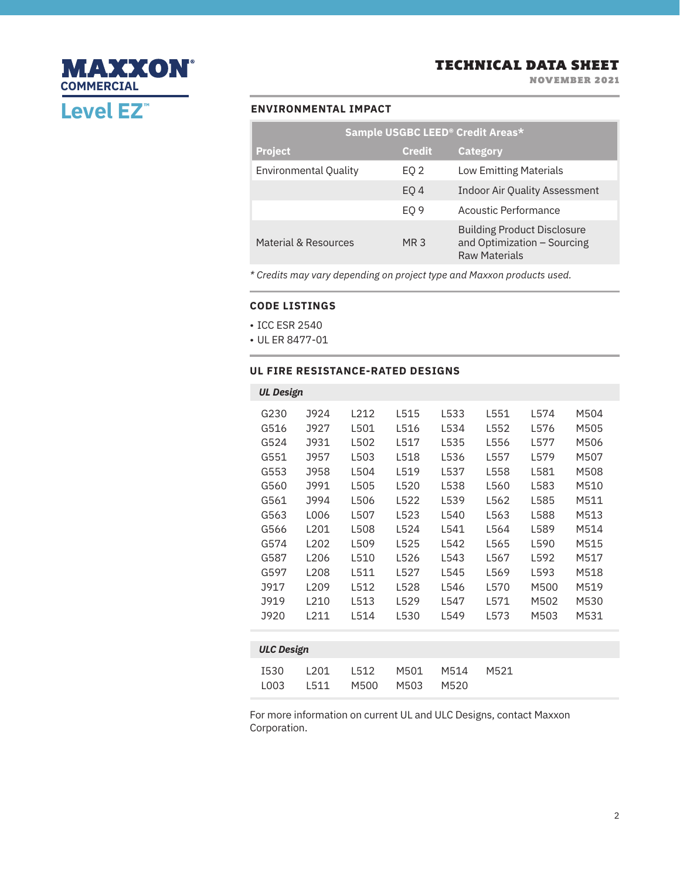MAXXON® COMMERCIAL

Level EZ™

# TECHNICAL DATA SHEET

NOVEMBER 2021

## ENVIRONMENTAL IMPACT

| Sample USGBC LEED® Credit Areas* | | |
|---|---|---|
| **Project** | **Credit** | **Category** |
| Environmental Quality | EQ 2 | Low Emitting Materials |
| | EQ 4 | Indoor Air Quality Assessment |
| | EQ 9 | Acoustic Performance |
| Material & Resources | MR 3 | Building Product Disclosure and Optimization – Sourcing Raw Materials |

*\* Credits may vary depending on project type and Maxxon products used.*

## CODE LISTINGS

- ICC ESR 2540
- UL ER 8477-01

## UL FIRE RESISTANCE-RATED DESIGNS

***UL Design***

| | | | | | | | |
|---|---|---|---|---|---|---|---|
| G230 | J924 | L212 | L515 | L533 | L551 | L574 | M504 |
| G516 | J927 | L501 | L516 | L534 | L552 | L576 | M505 |
| G524 | J931 | L502 | L517 | L535 | L556 | L577 | M506 |
| G551 | J957 | L503 | L518 | L536 | L557 | L579 | M507 |
| G553 | J958 | L504 | L519 | L537 | L558 | L581 | M508 |
| G560 | J991 | L505 | L520 | L538 | L560 | L583 | M510 |
| G561 | J994 | L506 | L522 | L539 | L562 | L585 | M511 |
| G563 | L006 | L507 | L523 | L540 | L563 | L588 | M513 |
| G566 | L201 | L508 | L524 | L541 | L564 | L589 | M514 |
| G574 | L202 | L509 | L525 | L542 | L565 | L590 | M515 |
| G587 | L206 | L510 | L526 | L543 | L567 | L592 | M517 |
| G597 | L208 | L511 | L527 | L545 | L569 | L593 | M518 |
| J917 | L209 | L512 | L528 | L546 | L570 | M500 | M519 |
| J919 | L210 | L513 | L529 | L547 | L571 | M502 | M530 |
| J920 | L211 | L514 | L530 | L549 | L573 | M503 | M531 |

***ULC Design***

| | | | | | |
|---|---|---|---|---|---|
| I530 | L201 | L512 | M501 | M514 | M521 |
| L003 | L511 | M500 | M503 | M520 | |

For more information on current UL and ULC Designs, contact Maxxon Corporation.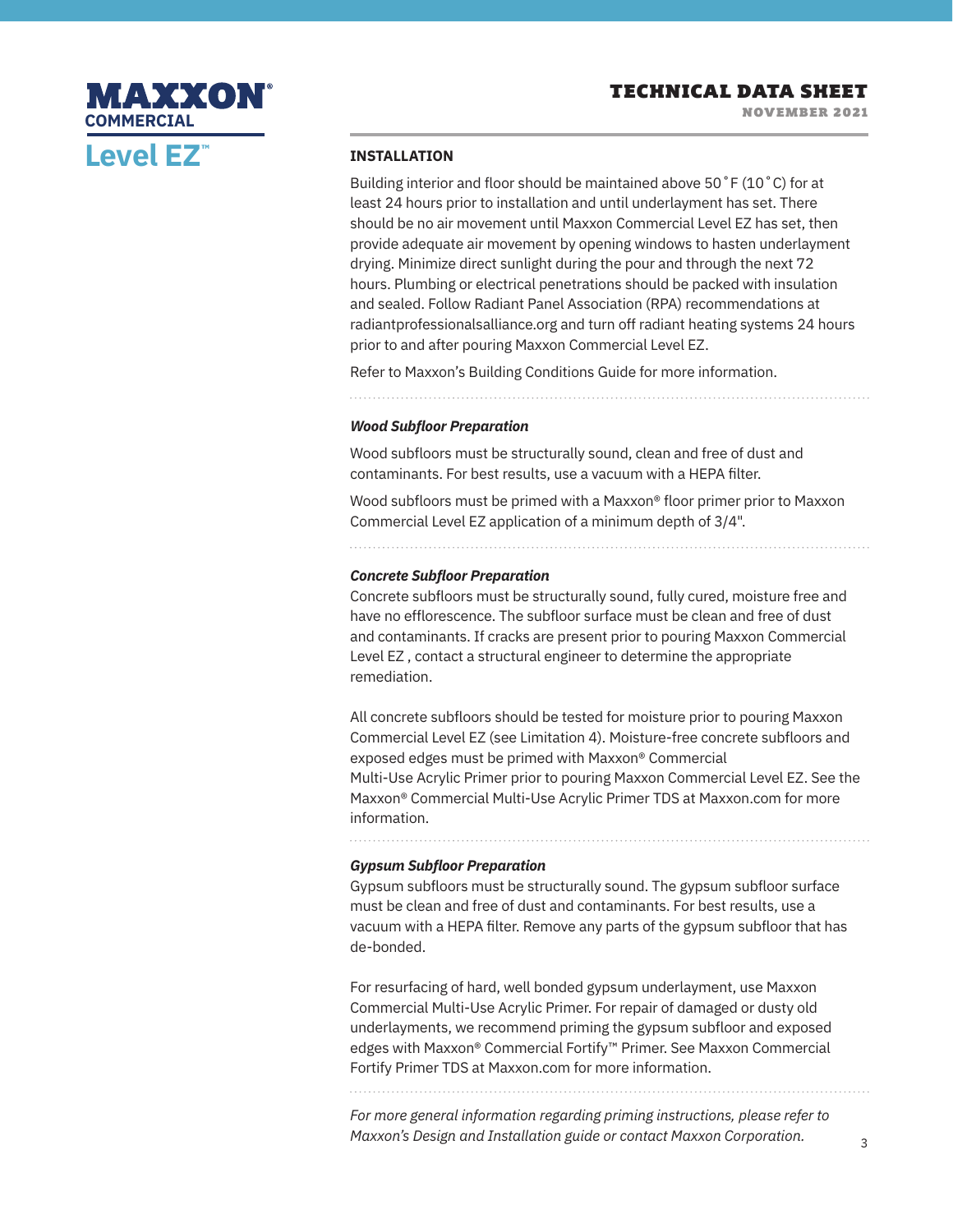## INSTALLATION

Building interior and floor should be maintained above 50˚F (10˚C) for at least 24 hours prior to installation and until underlayment has set. There should be no air movement until Maxxon Commercial Level EZ has set, then provide adequate air movement by opening windows to hasten underlayment drying. Minimize direct sunlight during the pour and through the next 72 hours. Plumbing or electrical penetrations should be packed with insulation and sealed. Follow Radiant Panel Association (RPA) recommendations at radiantprofessionalsalliance.org and turn off radiant heating systems 24 hours prior to and after pouring Maxxon Commercial Level EZ.

Refer to Maxxon's Building Conditions Guide for more information.

### *Wood Subfloor Preparation*

Wood subfloors must be structurally sound, clean and free of dust and contaminants. For best results, use a vacuum with a HEPA filter.

Wood subfloors must be primed with a Maxxon® floor primer prior to Maxxon Commercial Level EZ application of a minimum depth of 3/4".

### *Concrete Subfloor Preparation*

Concrete subfloors must be structurally sound, fully cured, moisture free and have no efflorescence. The subfloor surface must be clean and free of dust and contaminants. If cracks are present prior to pouring Maxxon Commercial Level EZ , contact a structural engineer to determine the appropriate remediation.

All concrete subfloors should be tested for moisture prior to pouring Maxxon Commercial Level EZ (see Limitation 4). Moisture-free concrete subfloors and exposed edges must be primed with Maxxon® Commercial Multi-Use Acrylic Primer prior to pouring Maxxon Commercial Level EZ. See the Maxxon® Commercial Multi-Use Acrylic Primer TDS at Maxxon.com for more information.

### *Gypsum Subfloor Preparation*

Gypsum subfloors must be structurally sound. The gypsum subfloor surface must be clean and free of dust and contaminants. For best results, use a vacuum with a HEPA filter. Remove any parts of the gypsum subfloor that has de-bonded.

For resurfacing of hard, well bonded gypsum underlayment, use Maxxon Commercial Multi-Use Acrylic Primer. For repair of damaged or dusty old underlayments, we recommend priming the gypsum subfloor and exposed edges with Maxxon® Commercial Fortify™ Primer. See Maxxon Commercial Fortify Primer TDS at Maxxon.com for more information.

*For more general information regarding priming instructions, please refer to Maxxon's Design and Installation guide or contact Maxxon Corporation.*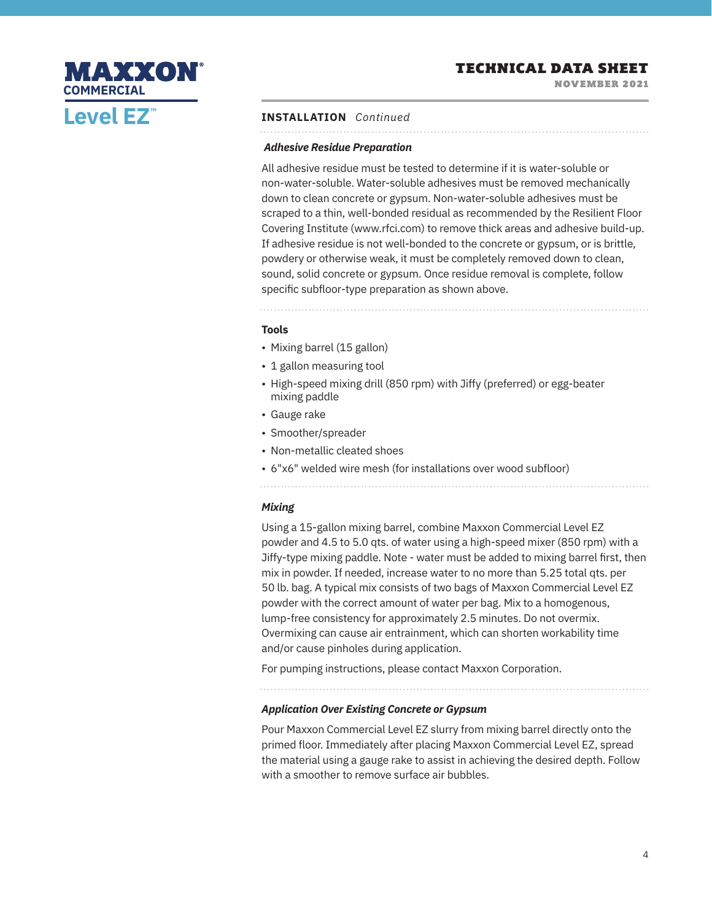## INSTALLATION *Continued*

### *Adhesive Residue Preparation*

All adhesive residue must be tested to determine if it is water-soluble or non-water-soluble. Water-soluble adhesives must be removed mechanically down to clean concrete or gypsum. Non-water-soluble adhesives must be scraped to a thin, well-bonded residual as recommended by the Resilient Floor Covering Institute (www.rfci.com) to remove thick areas and adhesive build-up. If adhesive residue is not well-bonded to the concrete or gypsum, or is brittle, powdery or otherwise weak, it must be completely removed down to clean, sound, solid concrete or gypsum. Once residue removal is complete, follow specific subfloor-type preparation as shown above.

### Tools

- Mixing barrel (15 gallon)
- 1 gallon measuring tool
- High-speed mixing drill (850 rpm) with Jiffy (preferred) or egg-beater mixing paddle
- Gauge rake
- Smoother/spreader
- Non-metallic cleated shoes
- 6"x6" welded wire mesh (for installations over wood subfloor)

### *Mixing*

Using a 15-gallon mixing barrel, combine Maxxon Commercial Level EZ powder and 4.5 to 5.0 qts. of water using a high-speed mixer (850 rpm) with a Jiffy-type mixing paddle. Note - water must be added to mixing barrel first, then mix in powder. If needed, increase water to no more than 5.25 total qts. per 50 lb. bag. A typical mix consists of two bags of Maxxon Commercial Level EZ powder with the correct amount of water per bag. Mix to a homogenous, lump-free consistency for approximately 2.5 minutes. Do not overmix. Overmixing can cause air entrainment, which can shorten workability time and/or cause pinholes during application.

For pumping instructions, please contact Maxxon Corporation.

### *Application Over Existing Concrete or Gypsum*

Pour Maxxon Commercial Level EZ slurry from mixing barrel directly onto the primed floor. Immediately after placing Maxxon Commercial Level EZ, spread the material using a gauge rake to assist in achieving the desired depth. Follow with a smoother to remove surface air bubbles.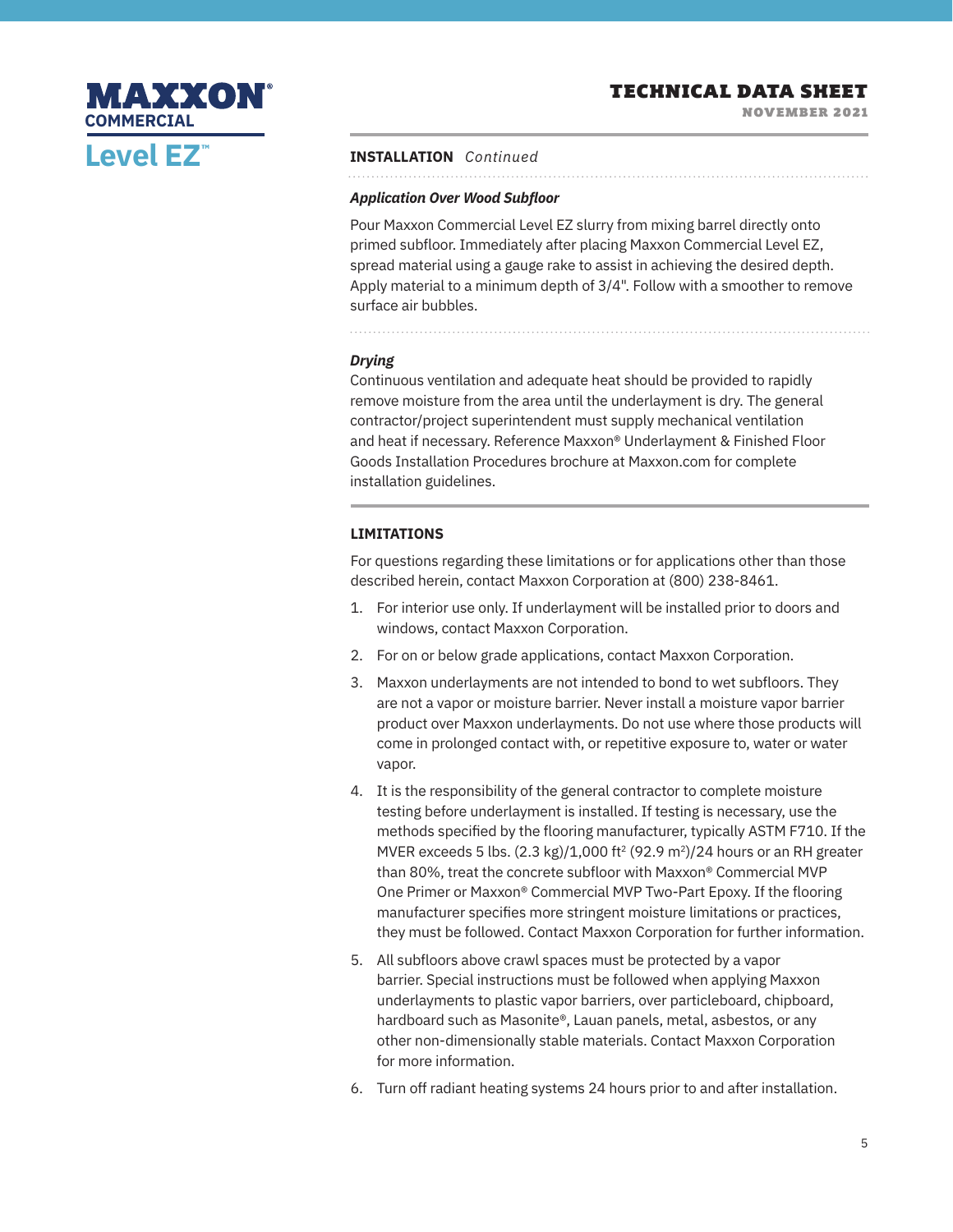## INSTALLATION *Continued*

### *Application Over Wood Subfloor*

Pour Maxxon Commercial Level EZ slurry from mixing barrel directly onto primed subfloor. Immediately after placing Maxxon Commercial Level EZ, spread material using a gauge rake to assist in achieving the desired depth. Apply material to a minimum depth of 3/4". Follow with a smoother to remove surface air bubbles.

### *Drying*

Continuous ventilation and adequate heat should be provided to rapidly remove moisture from the area until the underlayment is dry. The general contractor/project superintendent must supply mechanical ventilation and heat if necessary. Reference Maxxon® Underlayment & Finished Floor Goods Installation Procedures brochure at Maxxon.com for complete installation guidelines.

## LIMITATIONS

For questions regarding these limitations or for applications other than those described herein, contact Maxxon Corporation at (800) 238-8461.

1. For interior use only. If underlayment will be installed prior to doors and windows, contact Maxxon Corporation.
2. For on or below grade applications, contact Maxxon Corporation.
3. Maxxon underlayments are not intended to bond to wet subfloors. They are not a vapor or moisture barrier. Never install a moisture vapor barrier product over Maxxon underlayments. Do not use where those products will come in prolonged contact with, or repetitive exposure to, water or water vapor.
4. It is the responsibility of the general contractor to complete moisture testing before underlayment is installed. If testing is necessary, use the methods specified by the flooring manufacturer, typically ASTM F710. If the MVER exceeds 5 lbs. (2.3 kg)/1,000 $ft^2$ (92.9 $m^2$)/24 hours or an RH greater than 80%, treat the concrete subfloor with Maxxon® Commercial MVP One Primer or Maxxon® Commercial MVP Two-Part Epoxy. If the flooring manufacturer specifies more stringent moisture limitations or practices, they must be followed. Contact Maxxon Corporation for further information.
5. All subfloors above crawl spaces must be protected by a vapor barrier. Special instructions must be followed when applying Maxxon underlayments to plastic vapor barriers, over particleboard, chipboard, hardboard such as Masonite®, Lauan panels, metal, asbestos, or any other non-dimensionally stable materials. Contact Maxxon Corporation for more information.
6. Turn off radiant heating systems 24 hours prior to and after installation.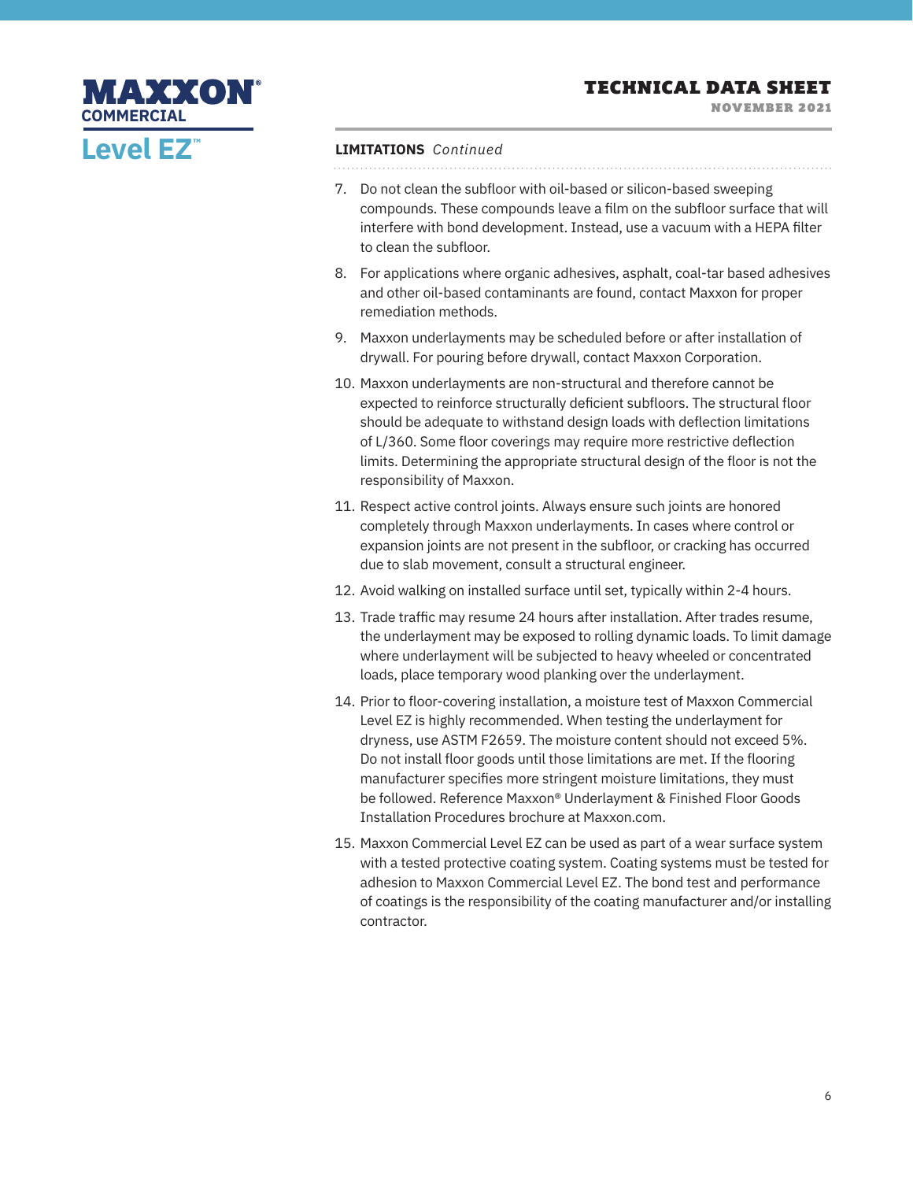**LIMITATIONS** *Continued*

7. Do not clean the subfloor with oil-based or silicon-based sweeping compounds. These compounds leave a film on the subfloor surface that will interfere with bond development. Instead, use a vacuum with a HEPA filter to clean the subfloor.
8. For applications where organic adhesives, asphalt, coal-tar based adhesives and other oil-based contaminants are found, contact Maxxon for proper remediation methods.
9. Maxxon underlayments may be scheduled before or after installation of drywall. For pouring before drywall, contact Maxxon Corporation.
10. Maxxon underlayments are non-structural and therefore cannot be expected to reinforce structurally deficient subfloors. The structural floor should be adequate to withstand design loads with deflection limitations of L/360. Some floor coverings may require more restrictive deflection limits. Determining the appropriate structural design of the floor is not the responsibility of Maxxon.
11. Respect active control joints. Always ensure such joints are honored completely through Maxxon underlayments. In cases where control or expansion joints are not present in the subfloor, or cracking has occurred due to slab movement, consult a structural engineer.
12. Avoid walking on installed surface until set, typically within 2-4 hours.
13. Trade traffic may resume 24 hours after installation. After trades resume, the underlayment may be exposed to rolling dynamic loads. To limit damage where underlayment will be subjected to heavy wheeled or concentrated loads, place temporary wood planking over the underlayment.
14. Prior to floor-covering installation, a moisture test of Maxxon Commercial Level EZ is highly recommended. When testing the underlayment for dryness, use ASTM F2659. The moisture content should not exceed 5%. Do not install floor goods until those limitations are met. If the flooring manufacturer specifies more stringent moisture limitations, they must be followed. Reference Maxxon® Underlayment & Finished Floor Goods Installation Procedures brochure at Maxxon.com.
15. Maxxon Commercial Level EZ can be used as part of a wear surface system with a tested protective coating system. Coating systems must be tested for adhesion to Maxxon Commercial Level EZ. The bond test and performance of coatings is the responsibility of the coating manufacturer and/or installing contractor.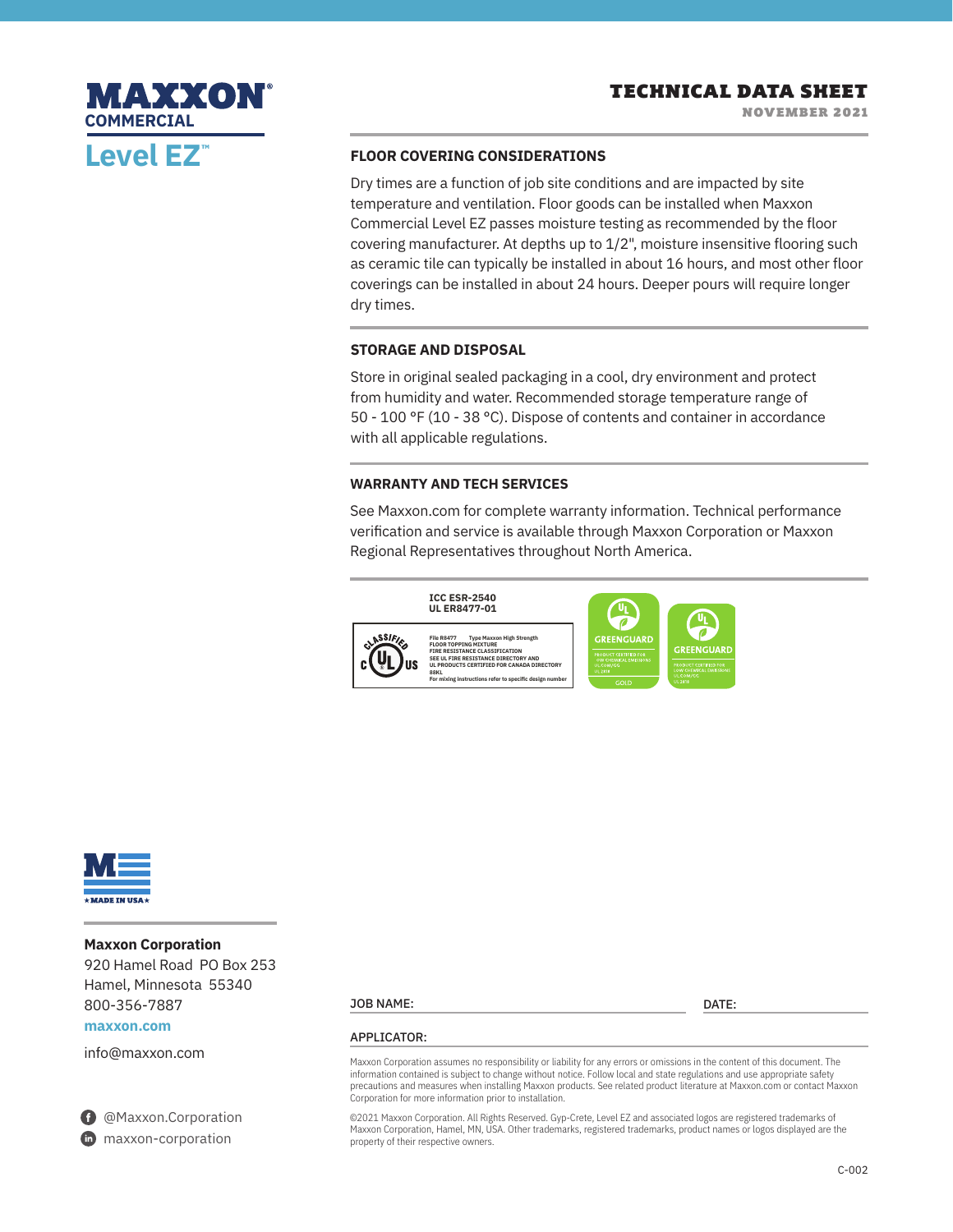# MAXXON COMMERCIAL

## Level EZ™

**TECHNICAL DATA SHEET**
**NOVEMBER 2021**

### FLOOR COVERING CONSIDERATIONS

Dry times are a function of job site conditions and are impacted by site temperature and ventilation. Floor goods can be installed when Maxxon Commercial Level EZ passes moisture testing as recommended by the floor covering manufacturer. At depths up to 1/2", moisture insensitive flooring such as ceramic tile can typically be installed in about 16 hours, and most other floor coverings can be installed in about 24 hours. Deeper pours will require longer dry times.

### STORAGE AND DISPOSAL

Store in original sealed packaging in a cool, dry environment and protect from humidity and water. Recommended storage temperature range of 50 - 100 °F (10 - 38 °C). Dispose of contents and container in accordance with all applicable regulations.

### WARRANTY AND TECH SERVICES

See Maxxon.com for complete warranty information. Technical performance verification and service is available through Maxxon Corporation or Maxxon Regional Representatives throughout North America.

**ICC ESR-2540**
**UL ER8477-01**

CLASSIFIED c UL US
File R8477 Type Maxxon High Strength
FLOOR TOPPING MIXTURE
FIRE RESISTANCE CLASSIFICATION
SEE UL FIRE RESISTANCE DIRECTORY AND
UL PRODUCTS CERTIFIED FOR CANADA DIRECTORY
88KL
For mixing instructions refer to specific design number

GREENGUARD GOLD
GREENGUARD

**MADE IN USA**

**Maxxon Corporation**
920 Hamel Road PO Box 253
Hamel, Minnesota 55340
800-356-7887
**maxxon.com**
info@maxxon.com

@Maxxon.Corporation
maxxon-corporation

JOB NAME: DATE:

APPLICATOR:

Maxxon Corporation assumes no responsibility or liability for any errors or omissions in the content of this document. The information contained is subject to change without notice. Follow local and state regulations and use appropriate safety precautions and measures when installing Maxxon products. See related product literature at Maxxon.com or contact Maxxon Corporation for more information prior to installation.

©2021 Maxxon Corporation. All Rights Reserved. Gyp-Crete, Level EZ and associated logos are registered trademarks of Maxxon Corporation, Hamel, MN, USA. Other trademarks, registered trademarks, product names or logos displayed are the property of their respective owners.

C-002